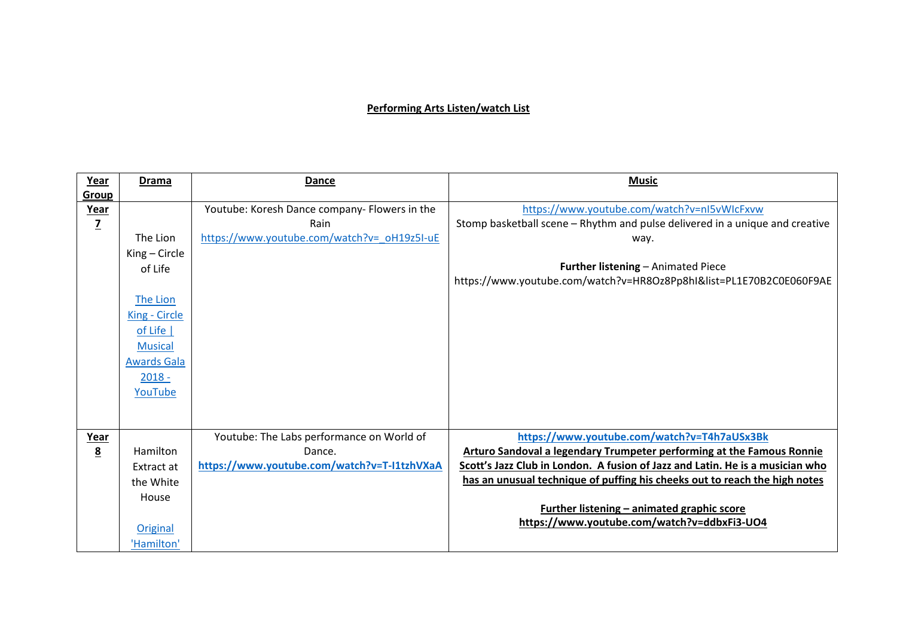**Performing Arts Listen/watch List**

| **Year Group** | **Drama** | **Dance** | **Music** |
|---|---|---|---|
| **Year 7** | The Lion King – Circle of Life<br><br>The Lion King - Circle of Life \| Musical Awards Gala 2018 - YouTube | Youtube: Koresh Dance company- Flowers in the Rain<br>https://www.youtube.com/watch?v=_oH19z5I-uE | https://www.youtube.com/watch?v=nI5vWIcFxvw<br>Stomp basketball scene – Rhythm and pulse delivered in a unique and creative way.<br><br>**Further listening** – Animated Piece<br>https://www.youtube.com/watch?v=HR8Oz8Pp8hI&list=PL1E70B2C0E060F9AE |
| **Year 8** | Hamilton Extract at the White House<br><br>Original 'Hamilton' | Youtube: The Labs performance on World of Dance.<br>**https://www.youtube.com/watch?v=T-I1tzhVXaA** | **https://www.youtube.com/watch?v=T4h7aUSx3Bk**<br>**Arturo Sandoval a legendary Trumpeter performing at the Famous Ronnie Scott's Jazz Club in London. A fusion of Jazz and Latin. He is a musician who has an unusual technique of puffing his cheeks out to reach the high notes**<br><br>**Further listening – animated graphic score**<br>**https://www.youtube.com/watch?v=ddbxFi3-UO4** |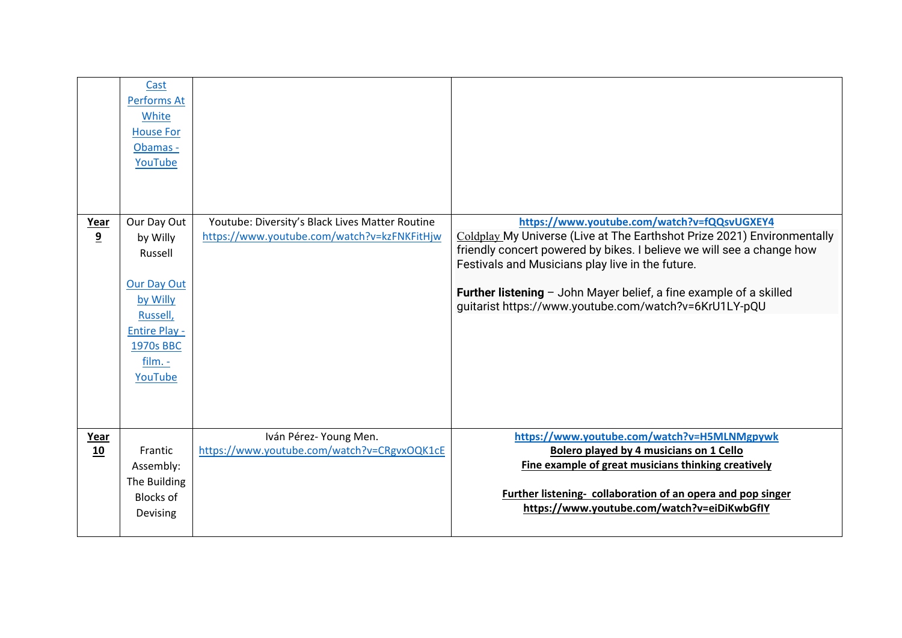| | | | |
|---|---|---|---|
| | Cast Performs At White House For Obamas - YouTube | | |
| **Year 9** | Our Day Out by Willy Russell<br><br>Our Day Out by Willy Russell, Entire Play - 1970s BBC film. - YouTube | Youtube: Diversity's Black Lives Matter Routine https://www.youtube.com/watch?v=kzFNKFitHjw | **https://www.youtube.com/watch?v=fQQsvUGXEY4**<br>Coldplay My Universe (Live at The Earthshot Prize 2021) Environmentally friendly concert powered by bikes. I believe we will see a change how Festivals and Musicians play live in the future.<br><br>**Further listening** – John Mayer belief, a fine example of a skilled guitarist https://www.youtube.com/watch?v=6KrU1LY-pQU |
| **Year 10** | Frantic Assembly: The Building Blocks of Devising | Iván Pérez- Young Men. https://www.youtube.com/watch?v=CRgvxOQK1cE | **https://www.youtube.com/watch?v=H5MLNMgpywk**<br>**Bolero played by 4 musicians on 1 Cello**<br>**Fine example of great musicians thinking creatively**<br><br>**Further listening- collaboration of an opera and pop singer**<br>**https://www.youtube.com/watch?v=eiDiKwbGfIY** |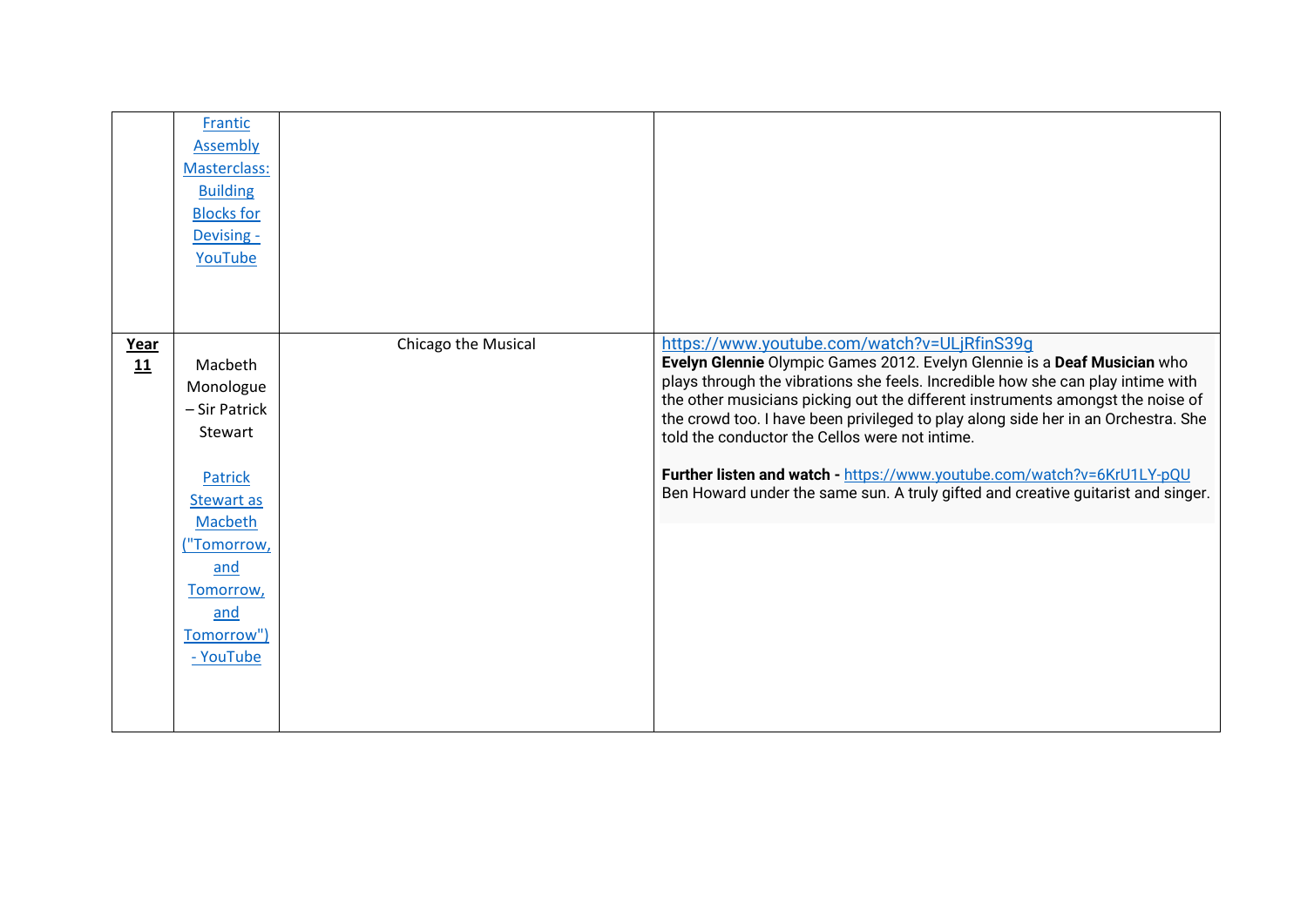| | | | |
|---|---|---|---|
| | Frantic Assembly Masterclass: Building Blocks for Devising - YouTube | | |
| **Year 11** | Macbeth Monologue – Sir Patrick Stewart<br><br>Patrick Stewart as Macbeth ("Tomorrow, and Tomorrow, and Tomorrow") - YouTube | Chicago the Musical | https://www.youtube.com/watch?v=ULjRfinS39g<br>**Evelyn Glennie** Olympic Games 2012. Evelyn Glennie is a **Deaf Musician** who plays through the vibrations she feels. Incredible how she can play intime with the other musicians picking out the different instruments amongst the noise of the crowd too. I have been privileged to play along side her in an Orchestra. She told the conductor the Cellos were not intime.<br><br>**Further listen and watch -** https://www.youtube.com/watch?v=6KrU1LY-pQU Ben Howard under the same sun. A truly gifted and creative guitarist and singer. |